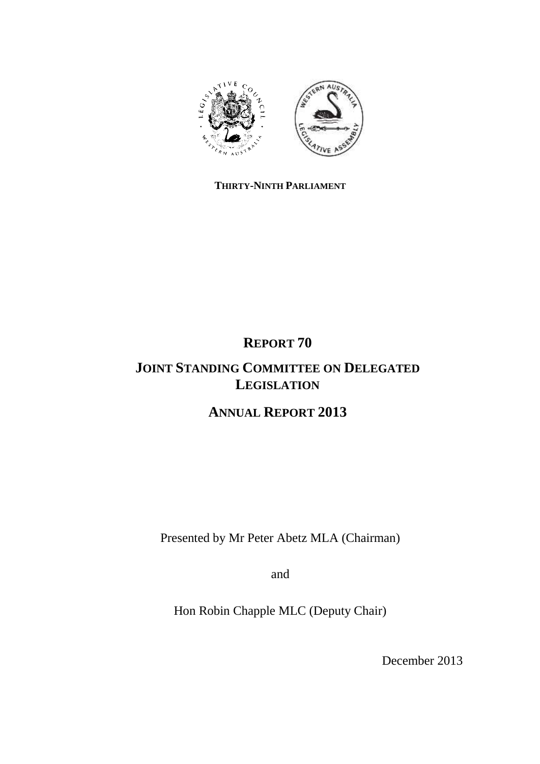**THIRTY-NINTH PARLIAMENT**

# REPORT 70

# JOINT STANDING COMMITTEE ON DELEGATED LEGISLATION

# ANNUAL REPORT 2013

Presented by Mr Peter Abetz MLA (Chairman)

and

Hon Robin Chapple MLC (Deputy Chair)

December 2013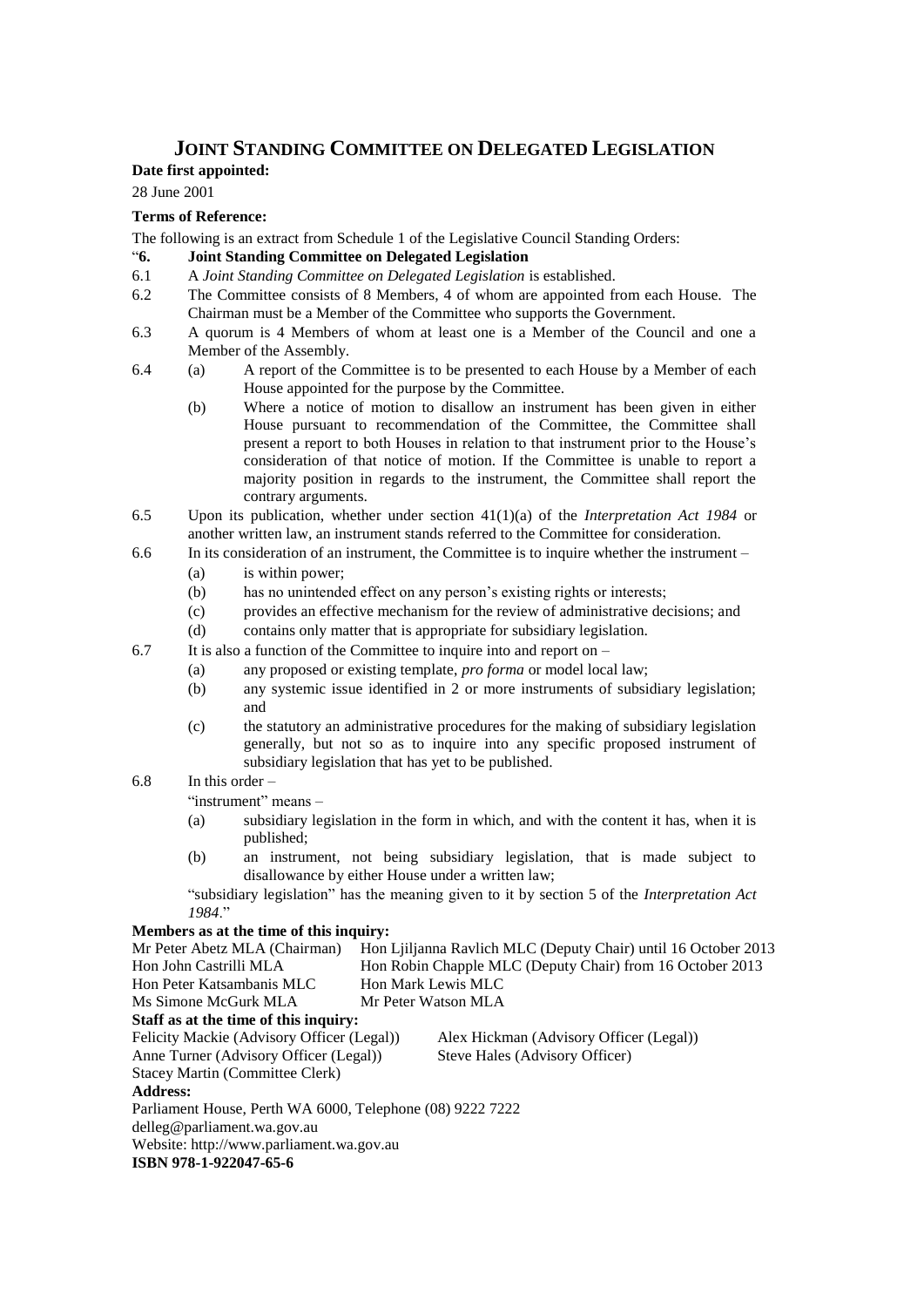# JOINT STANDING COMMITTEE ON DELEGATED LEGISLATION

**Date first appointed:**

28 June 2001

**Terms of Reference:**

The following is an extract from Schedule 1 of the Legislative Council Standing Orders:

"**6. Joint Standing Committee on Delegated Legislation**

6.1 A *Joint Standing Committee on Delegated Legislation* is established.

6.2 The Committee consists of 8 Members, 4 of whom are appointed from each House. The Chairman must be a Member of the Committee who supports the Government.

6.3 A quorum is 4 Members of whom at least one is a Member of the Council and one a Member of the Assembly.

6.4 (a) A report of the Committee is to be presented to each House by a Member of each House appointed for the purpose by the Committee.

(b) Where a notice of motion to disallow an instrument has been given in either House pursuant to recommendation of the Committee, the Committee shall present a report to both Houses in relation to that instrument prior to the House's consideration of that notice of motion. If the Committee is unable to report a majority position in regards to the instrument, the Committee shall report the contrary arguments.

6.5 Upon its publication, whether under section 41(1)(a) of the *Interpretation Act 1984* or another written law, an instrument stands referred to the Committee for consideration.

6.6 In its consideration of an instrument, the Committee is to inquire whether the instrument –

(a) is within power;

(b) has no unintended effect on any person's existing rights or interests;

(c) provides an effective mechanism for the review of administrative decisions; and

(d) contains only matter that is appropriate for subsidiary legislation.

6.7 It is also a function of the Committee to inquire into and report on –

(a) any proposed or existing template, *pro forma* or model local law;

(b) any systemic issue identified in 2 or more instruments of subsidiary legislation; and

(c) the statutory an administrative procedures for the making of subsidiary legislation generally, but not so as to inquire into any specific proposed instrument of subsidiary legislation that has yet to be published.

6.8 In this order –

"instrument" means –

(a) subsidiary legislation in the form in which, and with the content it has, when it is published;

(b) an instrument, not being subsidiary legislation, that is made subject to disallowance by either House under a written law;

"subsidiary legislation" has the meaning given to it by section 5 of the *Interpretation Act 1984*."

**Members as at the time of this inquiry:**

Mr Peter Abetz MLA (Chairman)
Hon Ljiljanna Ravlich MLC (Deputy Chair) until 16 October 2013
Hon John Castrilli MLA
Hon Robin Chapple MLC (Deputy Chair) from 16 October 2013
Hon Peter Katsambanis MLC
Hon Mark Lewis MLC
Ms Simone McGurk MLA
Mr Peter Watson MLA

**Staff as at the time of this inquiry:**

Felicity Mackie (Advisory Officer (Legal))
Alex Hickman (Advisory Officer (Legal))
Anne Turner (Advisory Officer (Legal))
Steve Hales (Advisory Officer)
Stacey Martin (Committee Clerk)

**Address:**

Parliament House, Perth WA 6000, Telephone (08) 9222 7222
delleg@parliament.wa.gov.au
Website: http://www.parliament.wa.gov.au

**ISBN 978-1-922047-65-6**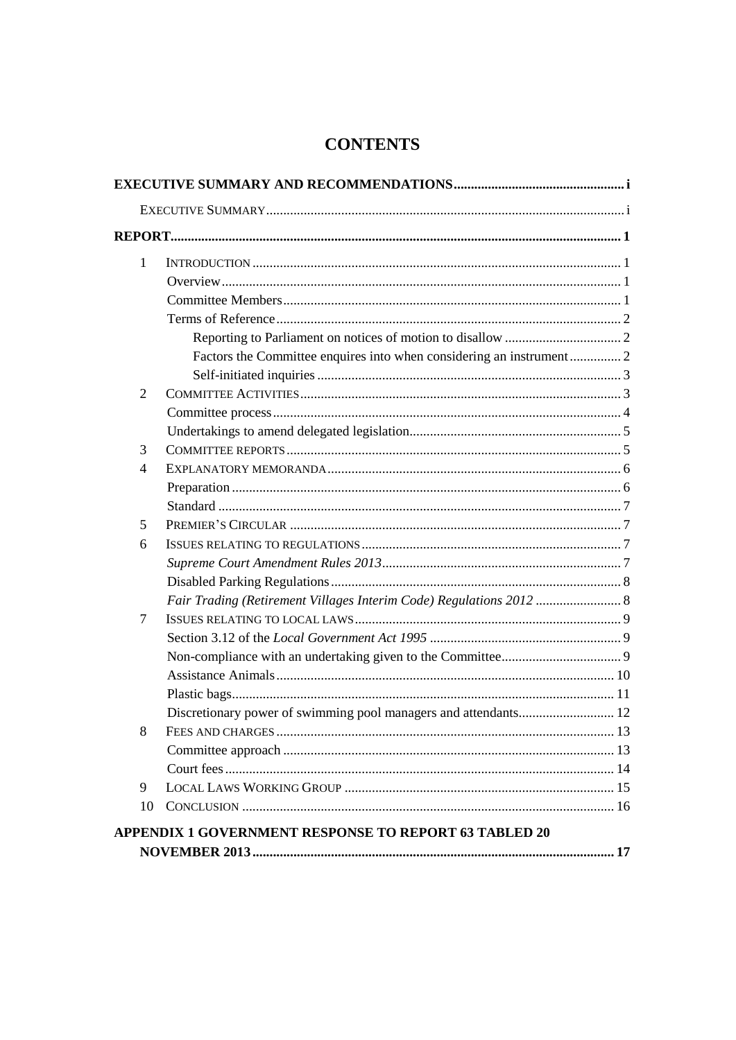# CONTENTS

**EXECUTIVE SUMMARY AND RECOMMENDATIONS** ..... i

EXECUTIVE SUMMARY ..... i

**REPORT** ..... 1

1 INTRODUCTION ..... 1
- Overview ..... 1
- Committee Members ..... 1
- Terms of Reference ..... 2
  - Reporting to Parliament on notices of motion to disallow ..... 2
  - Factors the Committee enquires into when considering an instrument ..... 2
  - Self-initiated inquiries ..... 3

2 COMMITTEE ACTIVITIES ..... 3
- Committee process ..... 4
- Undertakings to amend delegated legislation ..... 5

3 COMMITTEE REPORTS ..... 5

4 EXPLANATORY MEMORANDA ..... 6
- Preparation ..... 6
- Standard ..... 7

5 PREMIER'S CIRCULAR ..... 7

6 ISSUES RELATING TO REGULATIONS ..... 7
- *Supreme Court Amendment Rules 2013* ..... 7
- Disabled Parking Regulations ..... 8
- *Fair Trading (Retirement Villages Interim Code) Regulations 2012* ..... 8

7 ISSUES RELATING TO LOCAL LAWS ..... 9
- Section 3.12 of the *Local Government Act 1995* ..... 9
- Non-compliance with an undertaking given to the Committee ..... 9
- Assistance Animals ..... 10
- Plastic bags ..... 11
- Discretionary power of swimming pool managers and attendants ..... 12

8 FEES AND CHARGES ..... 13
- Committee approach ..... 13
- Court fees ..... 14

9 LOCAL LAWS WORKING GROUP ..... 15

10 CONCLUSION ..... 16

**APPENDIX 1 GOVERNMENT RESPONSE TO REPORT 63 TABLED 20 NOVEMBER 2013** ..... 17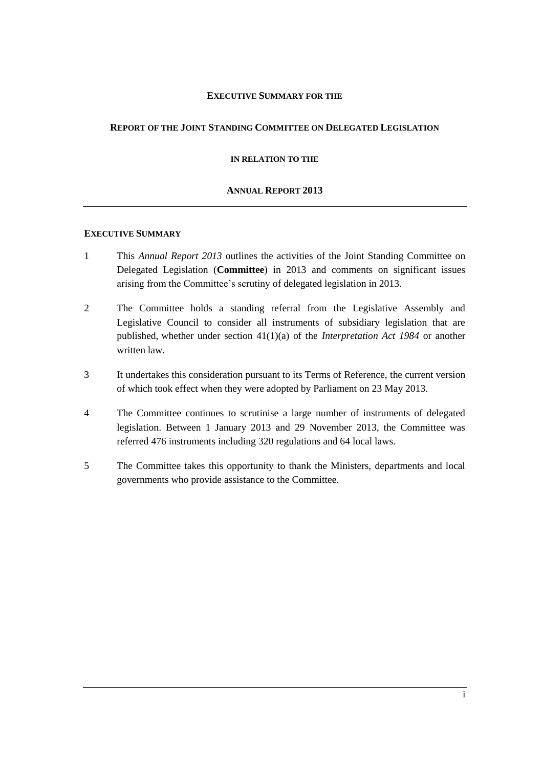**EXECUTIVE SUMMARY FOR THE**

**REPORT OF THE JOINT STANDING COMMITTEE ON DELEGATED LEGISLATION**

**IN RELATION TO THE**

**ANNUAL REPORT 2013**

---

## EXECUTIVE SUMMARY

1 This *Annual Report 2013* outlines the activities of the Joint Standing Committee on Delegated Legislation (**Committee**) in 2013 and comments on significant issues arising from the Committee's scrutiny of delegated legislation in 2013.

2 The Committee holds a standing referral from the Legislative Assembly and Legislative Council to consider all instruments of subsidiary legislation that are published, whether under section 41(1)(a) of the *Interpretation Act 1984* or another written law.

3 It undertakes this consideration pursuant to its Terms of Reference, the current version of which took effect when they were adopted by Parliament on 23 May 2013.

4 The Committee continues to scrutinise a large number of instruments of delegated legislation. Between 1 January 2013 and 29 November 2013, the Committee was referred 476 instruments including 320 regulations and 64 local laws.

5 The Committee takes this opportunity to thank the Ministers, departments and local governments who provide assistance to the Committee.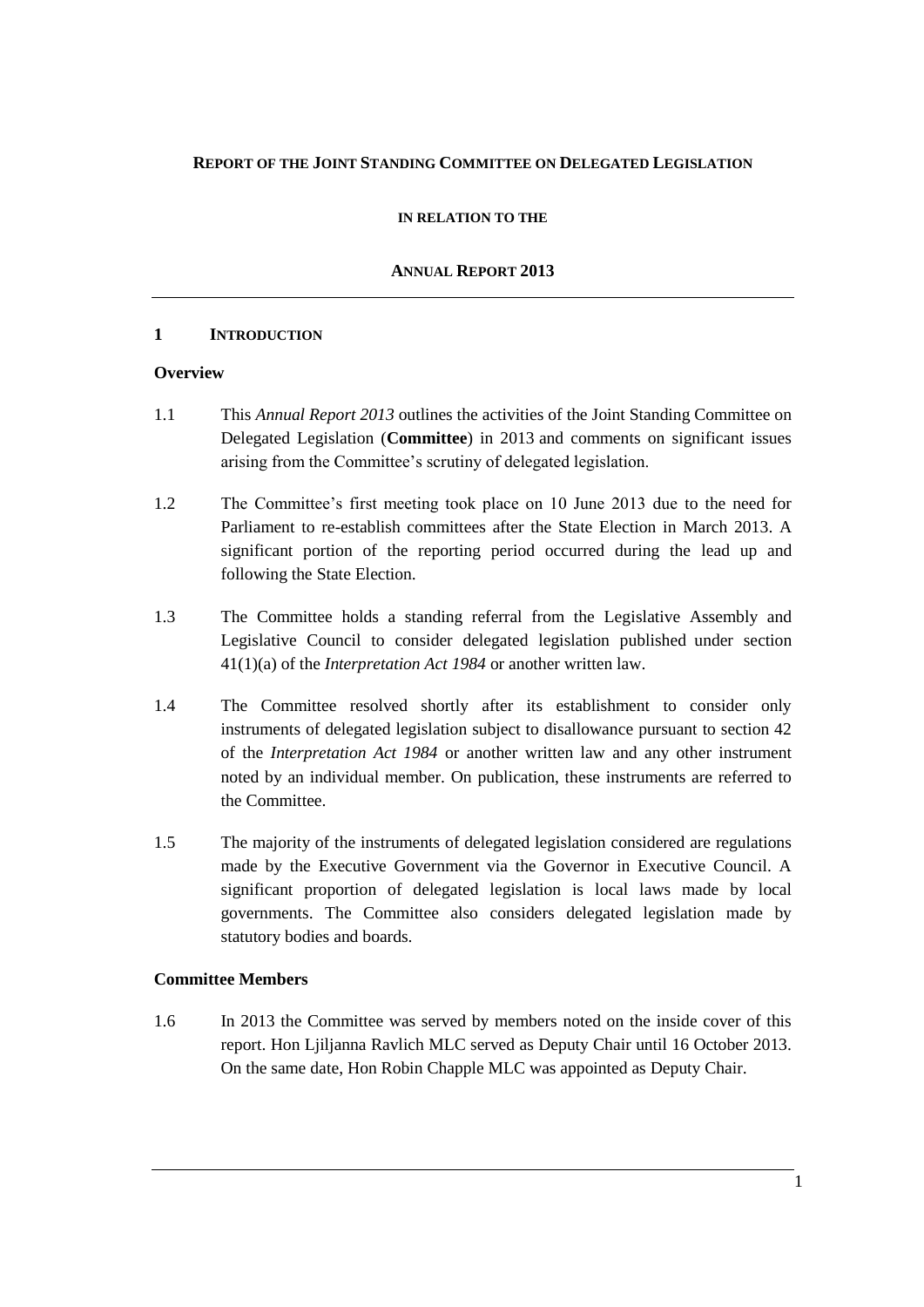**REPORT OF THE JOINT STANDING COMMITTEE ON DELEGATED LEGISLATION**

**IN RELATION TO THE**

**ANNUAL REPORT 2013**

---

## 1 INTRODUCTION

### Overview

1.1 This *Annual Report 2013* outlines the activities of the Joint Standing Committee on Delegated Legislation (**Committee**) in 2013 and comments on significant issues arising from the Committee's scrutiny of delegated legislation.

1.2 The Committee's first meeting took place on 10 June 2013 due to the need for Parliament to re-establish committees after the State Election in March 2013. A significant portion of the reporting period occurred during the lead up and following the State Election.

1.3 The Committee holds a standing referral from the Legislative Assembly and Legislative Council to consider delegated legislation published under section 41(1)(a) of the *Interpretation Act 1984* or another written law.

1.4 The Committee resolved shortly after its establishment to consider only instruments of delegated legislation subject to disallowance pursuant to section 42 of the *Interpretation Act 1984* or another written law and any other instrument noted by an individual member. On publication, these instruments are referred to the Committee.

1.5 The majority of the instruments of delegated legislation considered are regulations made by the Executive Government via the Governor in Executive Council. A significant proportion of delegated legislation is local laws made by local governments. The Committee also considers delegated legislation made by statutory bodies and boards.

### Committee Members

1.6 In 2013 the Committee was served by members noted on the inside cover of this report. Hon Ljiljanna Ravlich MLC served as Deputy Chair until 16 October 2013. On the same date, Hon Robin Chapple MLC was appointed as Deputy Chair.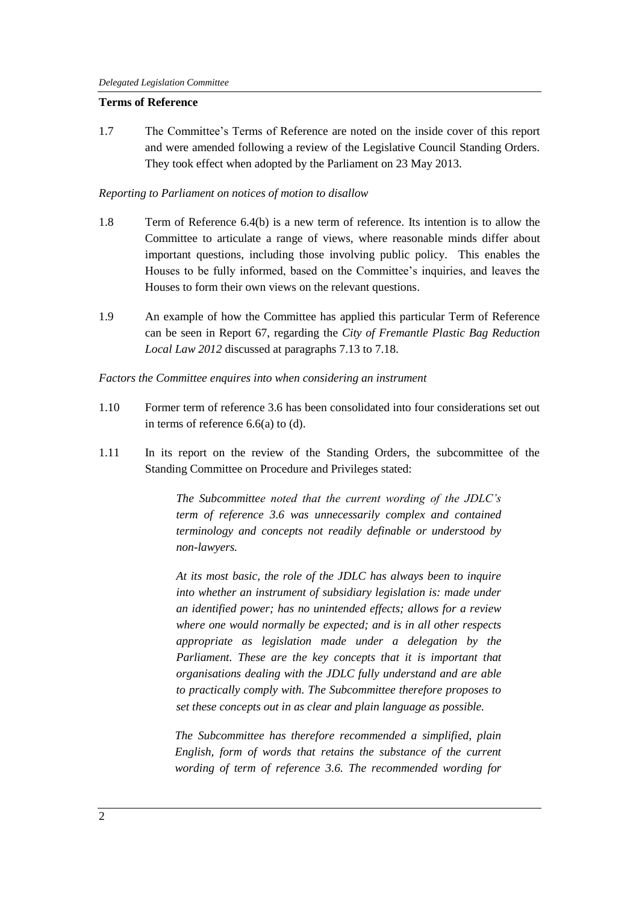## Terms of Reference

1.7 The Committee's Terms of Reference are noted on the inside cover of this report and were amended following a review of the Legislative Council Standing Orders. They took effect when adopted by the Parliament on 23 May 2013.

*Reporting to Parliament on notices of motion to disallow*

1.8 Term of Reference 6.4(b) is a new term of reference. Its intention is to allow the Committee to articulate a range of views, where reasonable minds differ about important questions, including those involving public policy. This enables the Houses to be fully informed, based on the Committee's inquiries, and leaves the Houses to form their own views on the relevant questions.

1.9 An example of how the Committee has applied this particular Term of Reference can be seen in Report 67, regarding the *City of Fremantle Plastic Bag Reduction Local Law 2012* discussed at paragraphs 7.13 to 7.18.

*Factors the Committee enquires into when considering an instrument*

1.10 Former term of reference 3.6 has been consolidated into four considerations set out in terms of reference 6.6(a) to (d).

1.11 In its report on the review of the Standing Orders, the subcommittee of the Standing Committee on Procedure and Privileges stated:

> *The Subcommittee noted that the current wording of the JDLC's term of reference 3.6 was unnecessarily complex and contained terminology and concepts not readily definable or understood by non-lawyers.*
>
> *At its most basic, the role of the JDLC has always been to inquire into whether an instrument of subsidiary legislation is: made under an identified power; has no unintended effects; allows for a review where one would normally be expected; and is in all other respects appropriate as legislation made under a delegation by the Parliament. These are the key concepts that it is important that organisations dealing with the JDLC fully understand and are able to practically comply with. The Subcommittee therefore proposes to set these concepts out in as clear and plain language as possible.*
>
> *The Subcommittee has therefore recommended a simplified, plain English, form of words that retains the substance of the current wording of term of reference 3.6. The recommended wording for*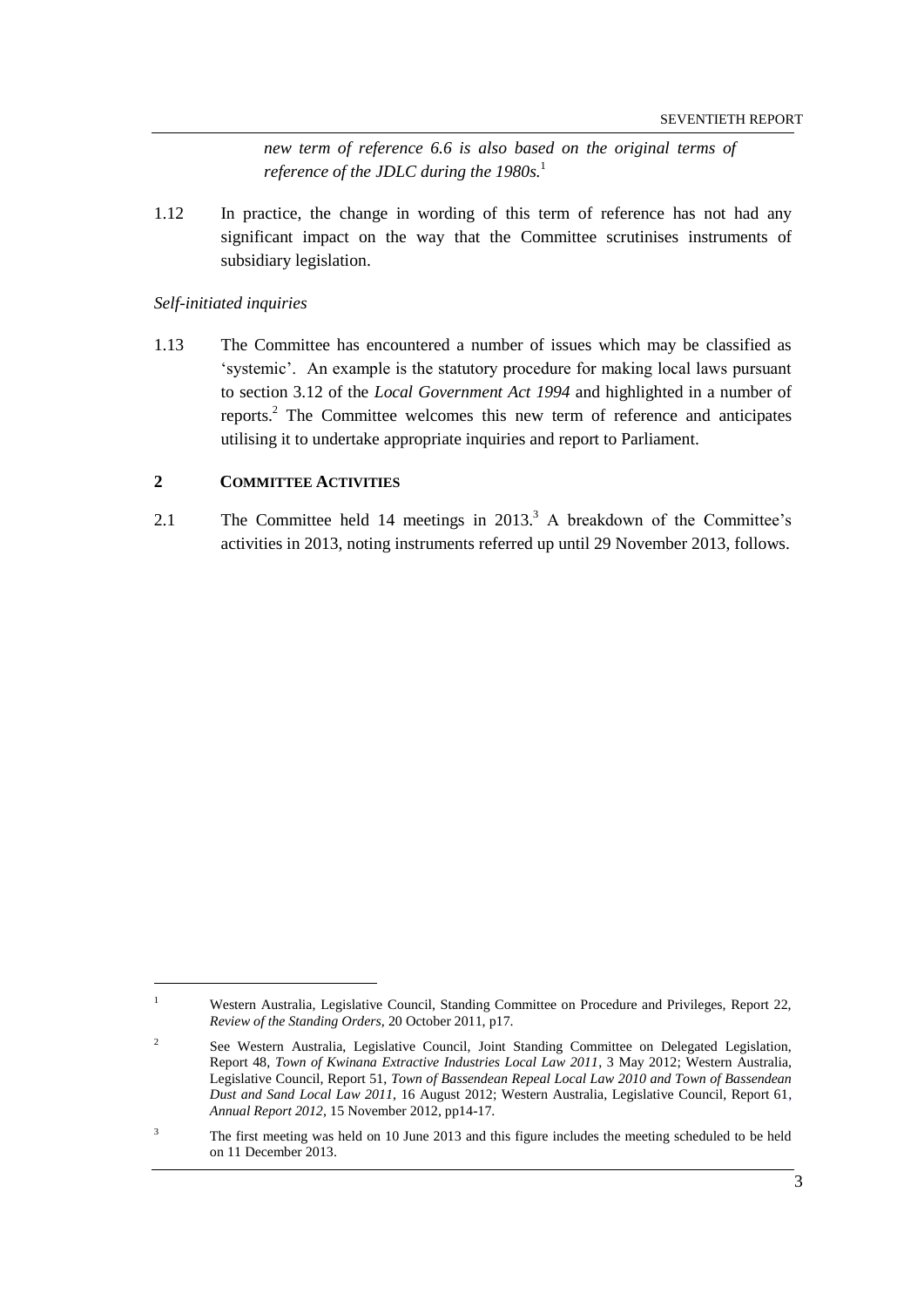> *new term of reference 6.6 is also based on the original terms of reference of the JDLC during the 1980s.*[1]

1.12 In practice, the change in wording of this term of reference has not had any significant impact on the way that the Committee scrutinises instruments of subsidiary legislation.

*Self-initiated inquiries*

1.13 The Committee has encountered a number of issues which may be classified as 'systemic'. An example is the statutory procedure for making local laws pursuant to section 3.12 of the *Local Government Act 1994* and highlighted in a number of reports.[2] The Committee welcomes this new term of reference and anticipates utilising it to undertake appropriate inquiries and report to Parliament.

## 2 COMMITTEE ACTIVITIES

2.1 The Committee held 14 meetings in 2013.[3] A breakdown of the Committee's activities in 2013, noting instruments referred up until 29 November 2013, follows.

---

[1] Western Australia, Legislative Council, Standing Committee on Procedure and Privileges, Report 22, *Review of the Standing Orders*, 20 October 2011, p17.

[2] See Western Australia, Legislative Council, Joint Standing Committee on Delegated Legislation, Report 48, *Town of Kwinana Extractive Industries Local Law 2011*, 3 May 2012; Western Australia, Legislative Council, Report 51, *Town of Bassendean Repeal Local Law 2010 and Town of Bassendean Dust and Sand Local Law 2011*, 16 August 2012; Western Australia, Legislative Council, Report 61, *Annual Report 2012*, 15 November 2012, pp14-17.

[3] The first meeting was held on 10 June 2013 and this figure includes the meeting scheduled to be held on 11 December 2013.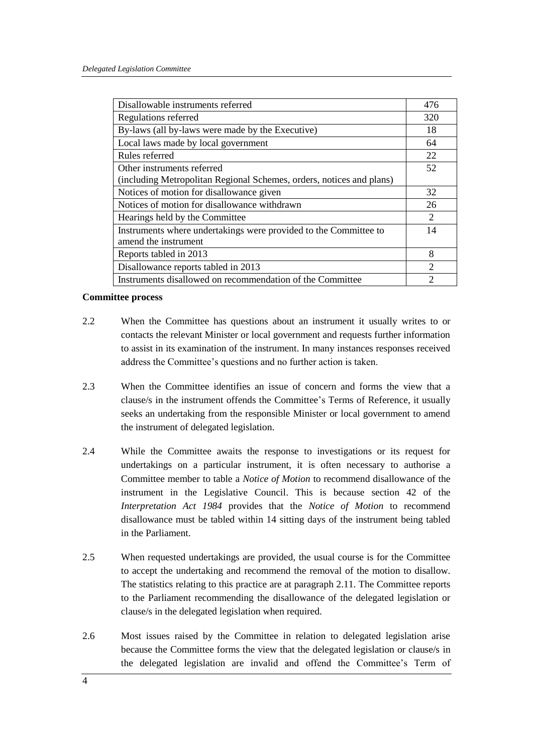| Disallowable instruments referred | 476 |
|---|---|
| Regulations referred | 320 |
| By-laws (all by-laws were made by the Executive) | 18 |
| Local laws made by local government | 64 |
| Rules referred | 22 |
| Other instruments referred (including Metropolitan Regional Schemes, orders, notices and plans) | 52 |
| Notices of motion for disallowance given | 32 |
| Notices of motion for disallowance withdrawn | 26 |
| Hearings held by the Committee | 2 |
| Instruments where undertakings were provided to the Committee to amend the instrument | 14 |
| Reports tabled in 2013 | 8 |
| Disallowance reports tabled in 2013 | 2 |
| Instruments disallowed on recommendation of the Committee | 2 |

**Committee process**

2.2 When the Committee has questions about an instrument it usually writes to or contacts the relevant Minister or local government and requests further information to assist in its examination of the instrument. In many instances responses received address the Committee's questions and no further action is taken.

2.3 When the Committee identifies an issue of concern and forms the view that a clause/s in the instrument offends the Committee's Terms of Reference, it usually seeks an undertaking from the responsible Minister or local government to amend the instrument of delegated legislation.

2.4 While the Committee awaits the response to investigations or its request for undertakings on a particular instrument, it is often necessary to authorise a Committee member to table a *Notice of Motion* to recommend disallowance of the instrument in the Legislative Council. This is because section 42 of the *Interpretation Act 1984* provides that the *Notice of Motion* to recommend disallowance must be tabled within 14 sitting days of the instrument being tabled in the Parliament.

2.5 When requested undertakings are provided, the usual course is for the Committee to accept the undertaking and recommend the removal of the motion to disallow. The statistics relating to this practice are at paragraph 2.11. The Committee reports to the Parliament recommending the disallowance of the delegated legislation or clause/s in the delegated legislation when required.

2.6 Most issues raised by the Committee in relation to delegated legislation arise because the Committee forms the view that the delegated legislation or clause/s in the delegated legislation are invalid and offend the Committee's Term of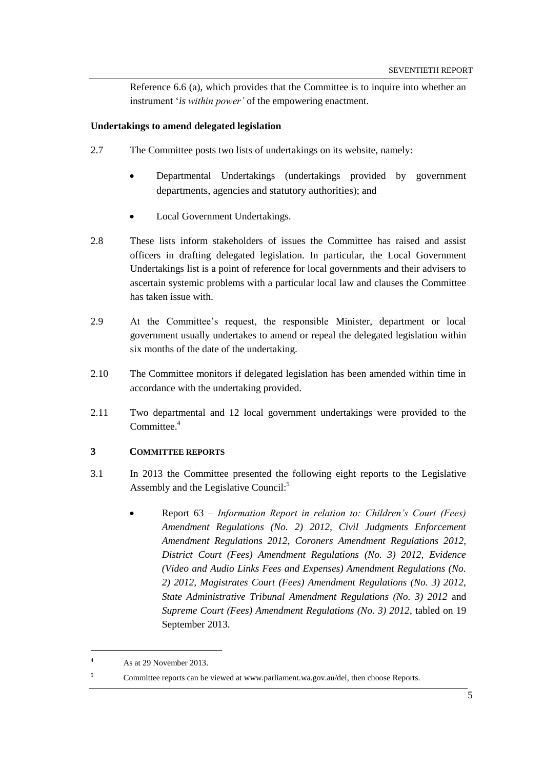Reference 6.6 (a), which provides that the Committee is to inquire into whether an instrument '*is within power'* of the empowering enactment.

**Undertakings to amend delegated legislation**

2.7 The Committee posts two lists of undertakings on its website, namely:

- Departmental Undertakings (undertakings provided by government departments, agencies and statutory authorities); and
- Local Government Undertakings.

2.8 These lists inform stakeholders of issues the Committee has raised and assist officers in drafting delegated legislation. In particular, the Local Government Undertakings list is a point of reference for local governments and their advisers to ascertain systemic problems with a particular local law and clauses the Committee has taken issue with.

2.9 At the Committee's request, the responsible Minister, department or local government usually undertakes to amend or repeal the delegated legislation within six months of the date of the undertaking.

2.10 The Committee monitors if delegated legislation has been amended within time in accordance with the undertaking provided.

2.11 Two departmental and 12 local government undertakings were provided to the Committee.[4]

## 3 COMMITTEE REPORTS

3.1 In 2013 the Committee presented the following eight reports to the Legislative Assembly and the Legislative Council:[5]

- Report 63 – *Information Report in relation to: Children's Court (Fees) Amendment Regulations (No. 2) 2012, Civil Judgments Enforcement Amendment Regulations 2012, Coroners Amendment Regulations 2012, District Court (Fees) Amendment Regulations (No. 3) 2012, Evidence (Video and Audio Links Fees and Expenses) Amendment Regulations (No. 2) 2012, Magistrates Court (Fees) Amendment Regulations (No. 3) 2012, State Administrative Tribunal Amendment Regulations (No. 3) 2012* and *Supreme Court (Fees) Amendment Regulations (No. 3) 2012*, tabled on 19 September 2013.

---

[4] As at 29 November 2013.

[5] Committee reports can be viewed at www.parliament.wa.gov.au/del, then choose Reports.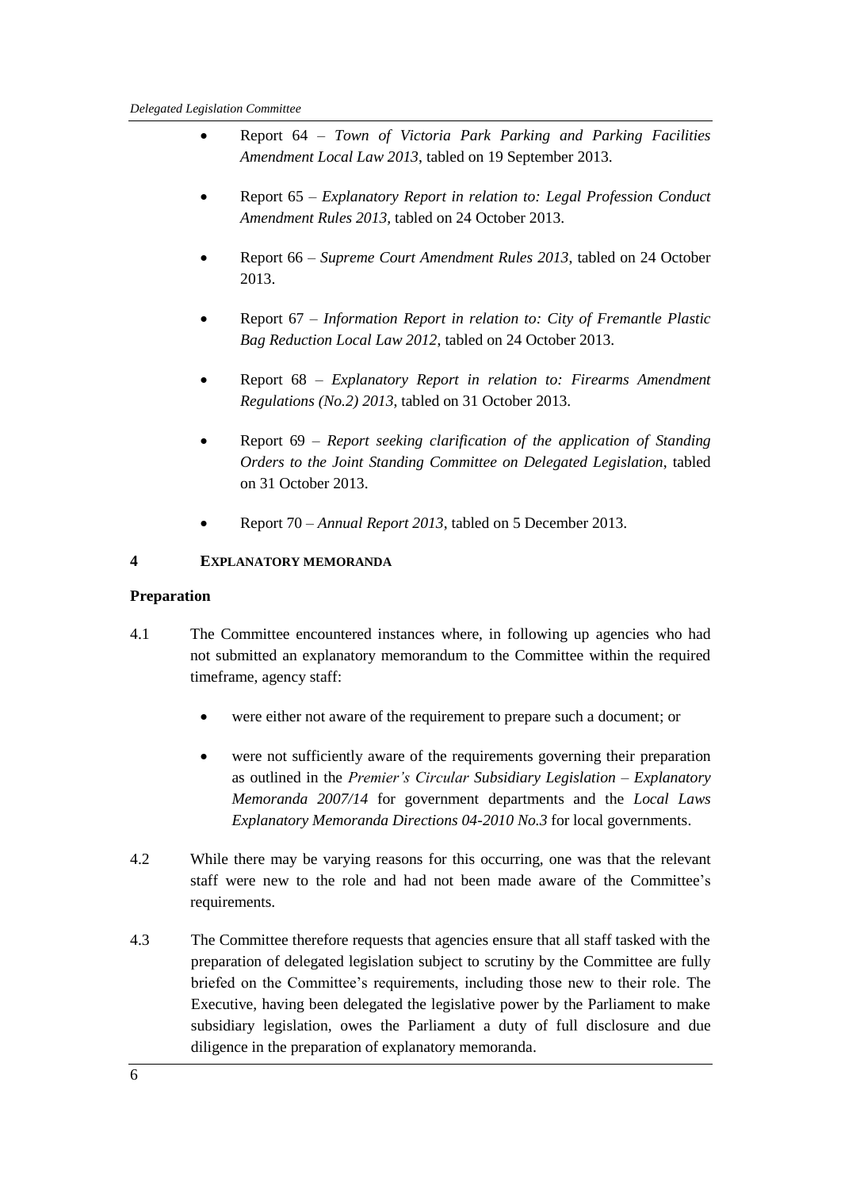- Report 64 – *Town of Victoria Park Parking and Parking Facilities Amendment Local Law 2013*, tabled on 19 September 2013.

- Report 65 – *Explanatory Report in relation to: Legal Profession Conduct Amendment Rules 2013*, tabled on 24 October 2013.

- Report 66 – *Supreme Court Amendment Rules 2013*, tabled on 24 October 2013.

- Report 67 – *Information Report in relation to: City of Fremantle Plastic Bag Reduction Local Law 2012*, tabled on 24 October 2013.

- Report 68 – *Explanatory Report in relation to: Firearms Amendment Regulations (No.2) 2013*, tabled on 31 October 2013.

- Report 69 – *Report seeking clarification of the application of Standing Orders to the Joint Standing Committee on Delegated Legislation*, tabled on 31 October 2013.

- Report 70 – *Annual Report 2013*, tabled on 5 December 2013.

## 4 EXPLANATORY MEMORANDA

### Preparation

4.1 The Committee encountered instances where, in following up agencies who had not submitted an explanatory memorandum to the Committee within the required timeframe, agency staff:

- were either not aware of the requirement to prepare such a document; or

- were not sufficiently aware of the requirements governing their preparation as outlined in the *Premier's Circular Subsidiary Legislation – Explanatory Memoranda 2007/14* for government departments and the *Local Laws Explanatory Memoranda Directions 04-2010 No.3* for local governments.

4.2 While there may be varying reasons for this occurring, one was that the relevant staff were new to the role and had not been made aware of the Committee's requirements.

4.3 The Committee therefore requests that agencies ensure that all staff tasked with the preparation of delegated legislation subject to scrutiny by the Committee are fully briefed on the Committee's requirements, including those new to their role. The Executive, having been delegated the legislative power by the Parliament to make subsidiary legislation, owes the Parliament a duty of full disclosure and due diligence in the preparation of explanatory memoranda.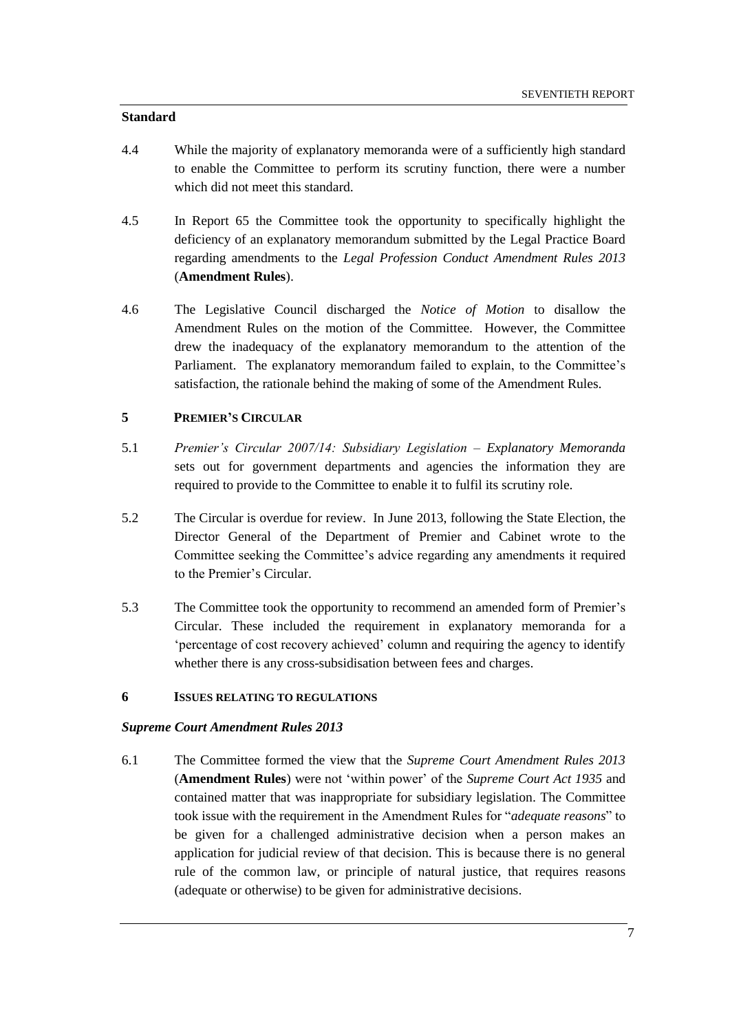### Standard

4.4 While the majority of explanatory memoranda were of a sufficiently high standard to enable the Committee to perform its scrutiny function, there were a number which did not meet this standard.

4.5 In Report 65 the Committee took the opportunity to specifically highlight the deficiency of an explanatory memorandum submitted by the Legal Practice Board regarding amendments to the *Legal Profession Conduct Amendment Rules 2013* (**Amendment Rules**).

4.6 The Legislative Council discharged the *Notice of Motion* to disallow the Amendment Rules on the motion of the Committee. However, the Committee drew the inadequacy of the explanatory memorandum to the attention of the Parliament. The explanatory memorandum failed to explain, to the Committee's satisfaction, the rationale behind the making of some of the Amendment Rules.

## 5 PREMIER'S CIRCULAR

5.1 *Premier's Circular 2007/14: Subsidiary Legislation – Explanatory Memoranda* sets out for government departments and agencies the information they are required to provide to the Committee to enable it to fulfil its scrutiny role.

5.2 The Circular is overdue for review. In June 2013, following the State Election, the Director General of the Department of Premier and Cabinet wrote to the Committee seeking the Committee's advice regarding any amendments it required to the Premier's Circular.

5.3 The Committee took the opportunity to recommend an amended form of Premier's Circular. These included the requirement in explanatory memoranda for a 'percentage of cost recovery achieved' column and requiring the agency to identify whether there is any cross-subsidisation between fees and charges.

## 6 ISSUES RELATING TO REGULATIONS

### *Supreme Court Amendment Rules 2013*

6.1 The Committee formed the view that the *Supreme Court Amendment Rules 2013* (**Amendment Rules**) were not 'within power' of the *Supreme Court Act 1935* and contained matter that was inappropriate for subsidiary legislation. The Committee took issue with the requirement in the Amendment Rules for "*adequate reasons*" to be given for a challenged administrative decision when a person makes an application for judicial review of that decision. This is because there is no general rule of the common law, or principle of natural justice, that requires reasons (adequate or otherwise) to be given for administrative decisions.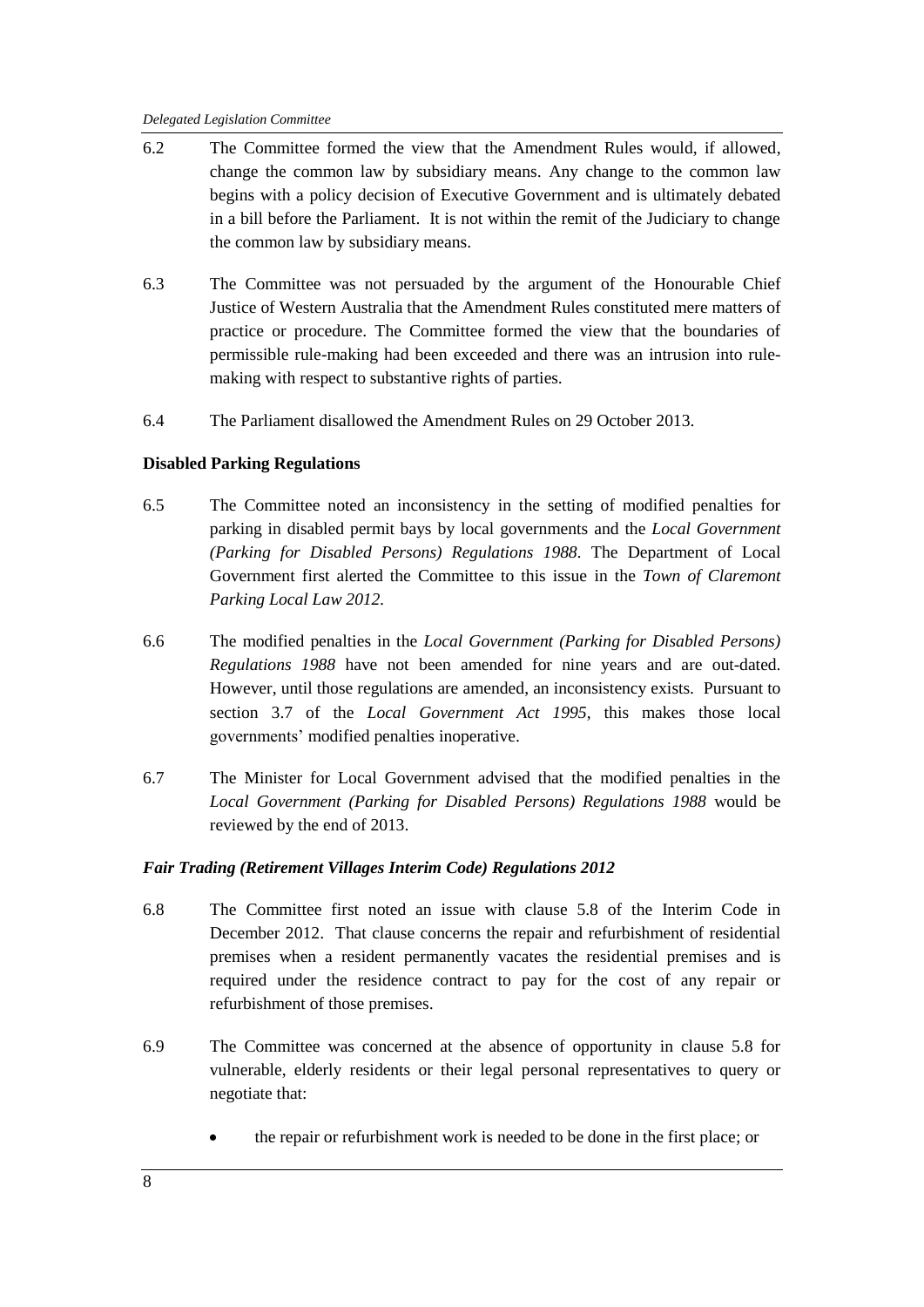6.2 The Committee formed the view that the Amendment Rules would, if allowed, change the common law by subsidiary means. Any change to the common law begins with a policy decision of Executive Government and is ultimately debated in a bill before the Parliament. It is not within the remit of the Judiciary to change the common law by subsidiary means.

6.3 The Committee was not persuaded by the argument of the Honourable Chief Justice of Western Australia that the Amendment Rules constituted mere matters of practice or procedure. The Committee formed the view that the boundaries of permissible rule-making had been exceeded and there was an intrusion into rule-making with respect to substantive rights of parties.

6.4 The Parliament disallowed the Amendment Rules on 29 October 2013.

**Disabled Parking Regulations**

6.5 The Committee noted an inconsistency in the setting of modified penalties for parking in disabled permit bays by local governments and the *Local Government (Parking for Disabled Persons) Regulations 1988*. The Department of Local Government first alerted the Committee to this issue in the *Town of Claremont Parking Local Law 2012*.

6.6 The modified penalties in the *Local Government (Parking for Disabled Persons) Regulations 1988* have not been amended for nine years and are out-dated. However, until those regulations are amended, an inconsistency exists. Pursuant to section 3.7 of the *Local Government Act 1995*, this makes those local governments' modified penalties inoperative.

6.7 The Minister for Local Government advised that the modified penalties in the *Local Government (Parking for Disabled Persons) Regulations 1988* would be reviewed by the end of 2013.

***Fair Trading (Retirement Villages Interim Code) Regulations 2012***

6.8 The Committee first noted an issue with clause 5.8 of the Interim Code in December 2012. That clause concerns the repair and refurbishment of residential premises when a resident permanently vacates the residential premises and is required under the residence contract to pay for the cost of any repair or refurbishment of those premises.

6.9 The Committee was concerned at the absence of opportunity in clause 5.8 for vulnerable, elderly residents or their legal personal representatives to query or negotiate that:

- the repair or refurbishment work is needed to be done in the first place; or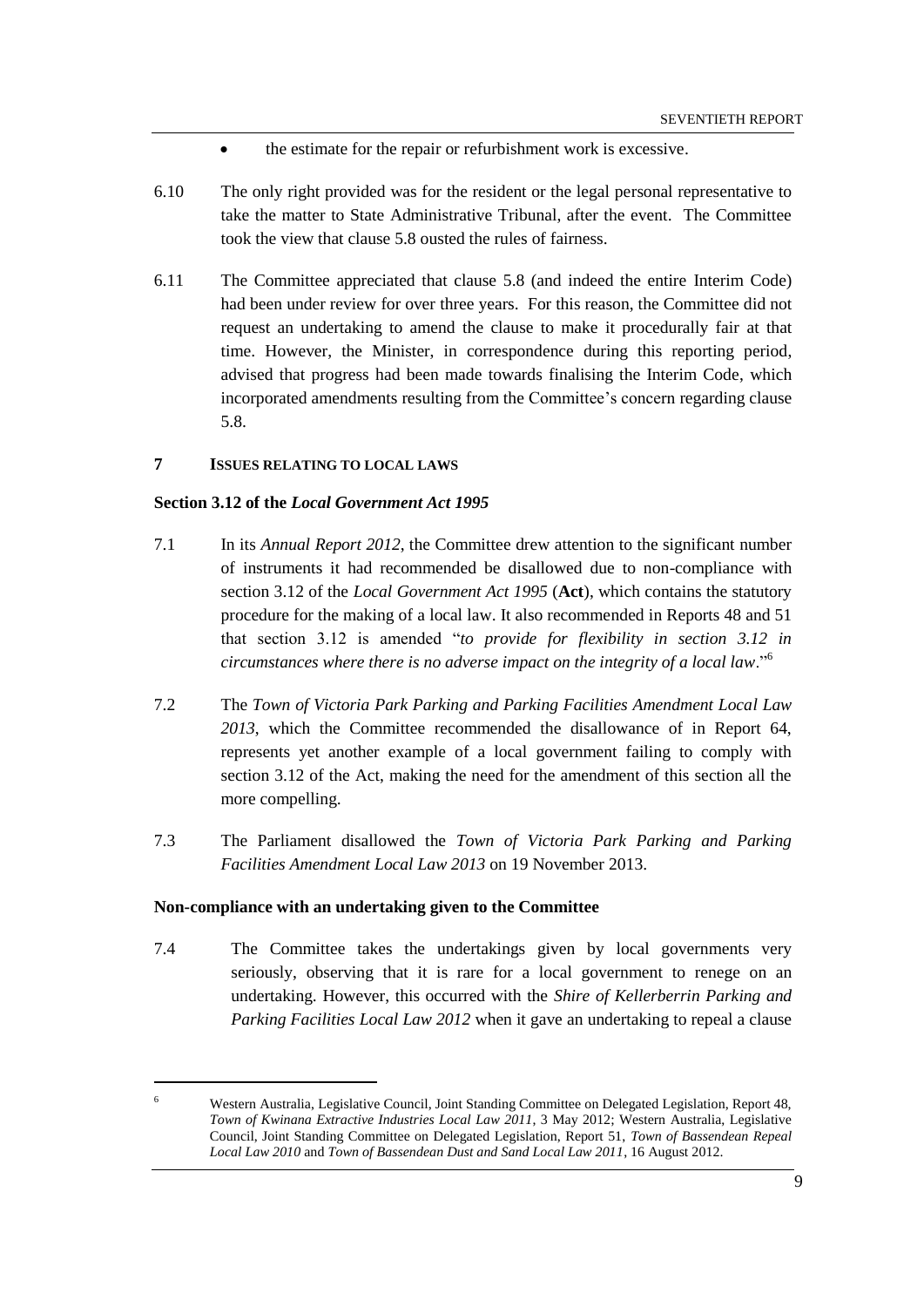- the estimate for the repair or refurbishment work is excessive.

6.10 The only right provided was for the resident or the legal personal representative to take the matter to State Administrative Tribunal, after the event. The Committee took the view that clause 5.8 ousted the rules of fairness.

6.11 The Committee appreciated that clause 5.8 (and indeed the entire Interim Code) had been under review for over three years. For this reason, the Committee did not request an undertaking to amend the clause to make it procedurally fair at that time. However, the Minister, in correspondence during this reporting period, advised that progress had been made towards finalising the Interim Code, which incorporated amendments resulting from the Committee's concern regarding clause 5.8.

## 7 ISSUES RELATING TO LOCAL LAWS

### Section 3.12 of the *Local Government Act 1995*

7.1 In its *Annual Report 2012*, the Committee drew attention to the significant number of instruments it had recommended be disallowed due to non-compliance with section 3.12 of the *Local Government Act 1995* (**Act**), which contains the statutory procedure for the making of a local law. It also recommended in Reports 48 and 51 that section 3.12 is amended "*to provide for flexibility in section 3.12 in circumstances where there is no adverse impact on the integrity of a local law*."[6]

7.2 The *Town of Victoria Park Parking and Parking Facilities Amendment Local Law 2013*, which the Committee recommended the disallowance of in Report 64, represents yet another example of a local government failing to comply with section 3.12 of the Act, making the need for the amendment of this section all the more compelling.

7.3 The Parliament disallowed the *Town of Victoria Park Parking and Parking Facilities Amendment Local Law 2013* on 19 November 2013.

### Non-compliance with an undertaking given to the Committee

7.4 The Committee takes the undertakings given by local governments very seriously, observing that it is rare for a local government to renege on an undertaking. However, this occurred with the *Shire of Kellerberrin Parking and Parking Facilities Local Law 2012* when it gave an undertaking to repeal a clause

---

[6] Western Australia, Legislative Council, Joint Standing Committee on Delegated Legislation, Report 48, *Town of Kwinana Extractive Industries Local Law 2011*, 3 May 2012; Western Australia, Legislative Council, Joint Standing Committee on Delegated Legislation, Report 51, *Town of Bassendean Repeal Local Law 2010* and *Town of Bassendean Dust and Sand Local Law 2011*, 16 August 2012.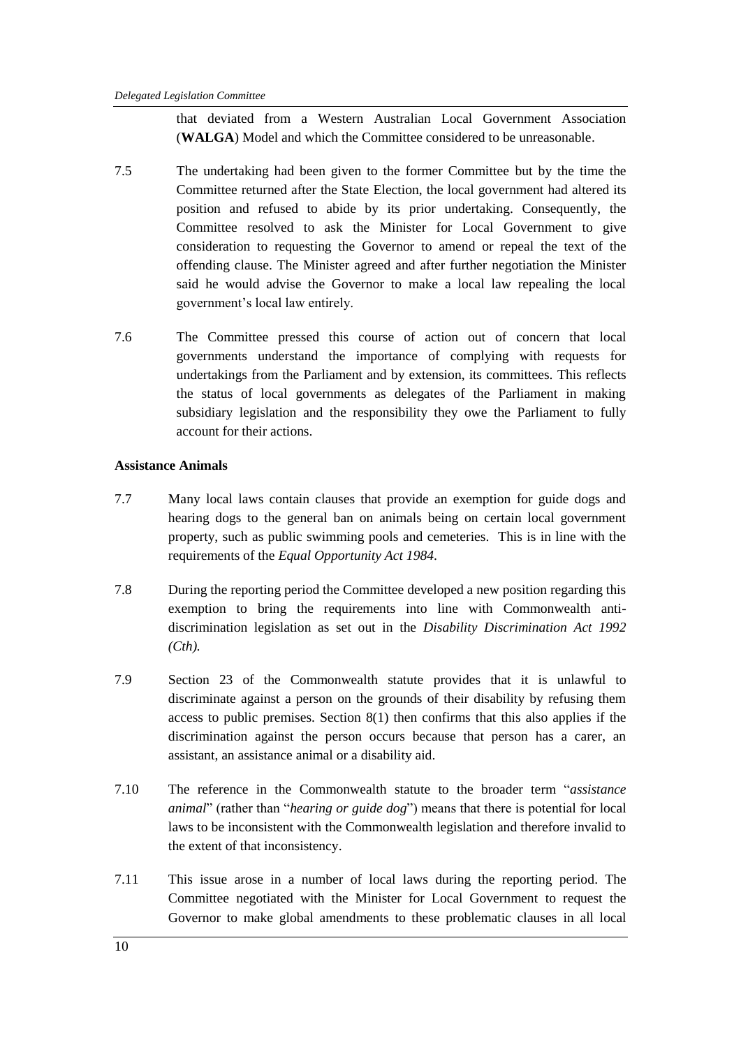that deviated from a Western Australian Local Government Association (**WALGA**) Model and which the Committee considered to be unreasonable.

7.5 The undertaking had been given to the former Committee but by the time the Committee returned after the State Election, the local government had altered its position and refused to abide by its prior undertaking. Consequently, the Committee resolved to ask the Minister for Local Government to give consideration to requesting the Governor to amend or repeal the text of the offending clause. The Minister agreed and after further negotiation the Minister said he would advise the Governor to make a local law repealing the local government's local law entirely.

7.6 The Committee pressed this course of action out of concern that local governments understand the importance of complying with requests for undertakings from the Parliament and by extension, its committees. This reflects the status of local governments as delegates of the Parliament in making subsidiary legislation and the responsibility they owe the Parliament to fully account for their actions.

**Assistance Animals**

7.7 Many local laws contain clauses that provide an exemption for guide dogs and hearing dogs to the general ban on animals being on certain local government property, such as public swimming pools and cemeteries. This is in line with the requirements of the *Equal Opportunity Act 1984*.

7.8 During the reporting period the Committee developed a new position regarding this exemption to bring the requirements into line with Commonwealth anti-discrimination legislation as set out in the *Disability Discrimination Act 1992 (Cth).*

7.9 Section 23 of the Commonwealth statute provides that it is unlawful to discriminate against a person on the grounds of their disability by refusing them access to public premises. Section 8(1) then confirms that this also applies if the discrimination against the person occurs because that person has a carer, an assistant, an assistance animal or a disability aid.

7.10 The reference in the Commonwealth statute to the broader term "*assistance animal*" (rather than "*hearing or guide dog*") means that there is potential for local laws to be inconsistent with the Commonwealth legislation and therefore invalid to the extent of that inconsistency.

7.11 This issue arose in a number of local laws during the reporting period. The Committee negotiated with the Minister for Local Government to request the Governor to make global amendments to these problematic clauses in all local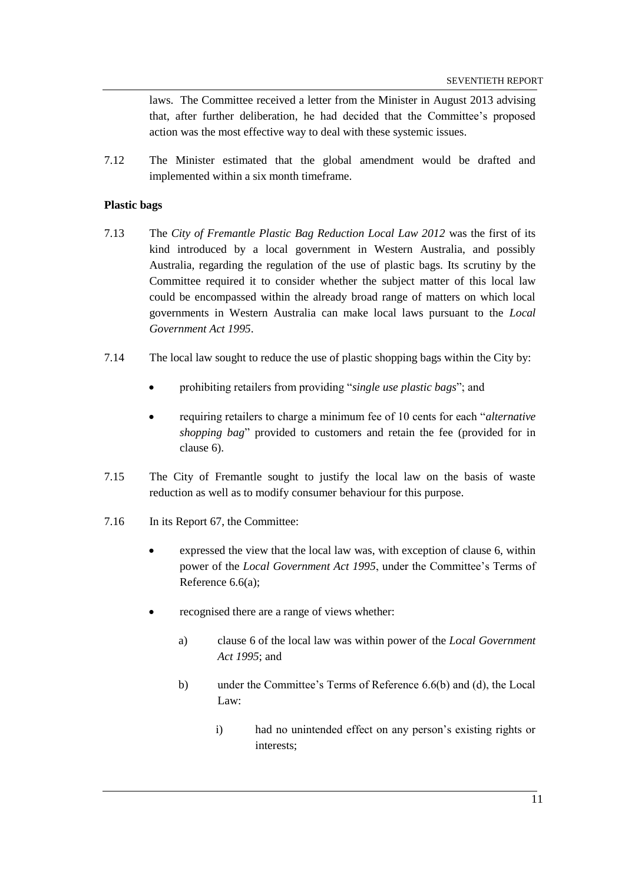laws. The Committee received a letter from the Minister in August 2013 advising that, after further deliberation, he had decided that the Committee's proposed action was the most effective way to deal with these systemic issues.

7.12 The Minister estimated that the global amendment would be drafted and implemented within a six month timeframe.

**Plastic bags**

7.13 The *City of Fremantle Plastic Bag Reduction Local Law 2012* was the first of its kind introduced by a local government in Western Australia, and possibly Australia, regarding the regulation of the use of plastic bags. Its scrutiny by the Committee required it to consider whether the subject matter of this local law could be encompassed within the already broad range of matters on which local governments in Western Australia can make local laws pursuant to the *Local Government Act 1995*.

7.14 The local law sought to reduce the use of plastic shopping bags within the City by:

- prohibiting retailers from providing "*single use plastic bags*"; and
- requiring retailers to charge a minimum fee of 10 cents for each "*alternative shopping bag*" provided to customers and retain the fee (provided for in clause 6).

7.15 The City of Fremantle sought to justify the local law on the basis of waste reduction as well as to modify consumer behaviour for this purpose.

7.16 In its Report 67, the Committee:

- expressed the view that the local law was, with exception of clause 6, within power of the *Local Government Act 1995*, under the Committee's Terms of Reference 6.6(a);
- recognised there are a range of views whether:
  - a) clause 6 of the local law was within power of the *Local Government Act 1995*; and
  - b) under the Committee's Terms of Reference 6.6(b) and (d), the Local Law:
    - i) had no unintended effect on any person's existing rights or interests;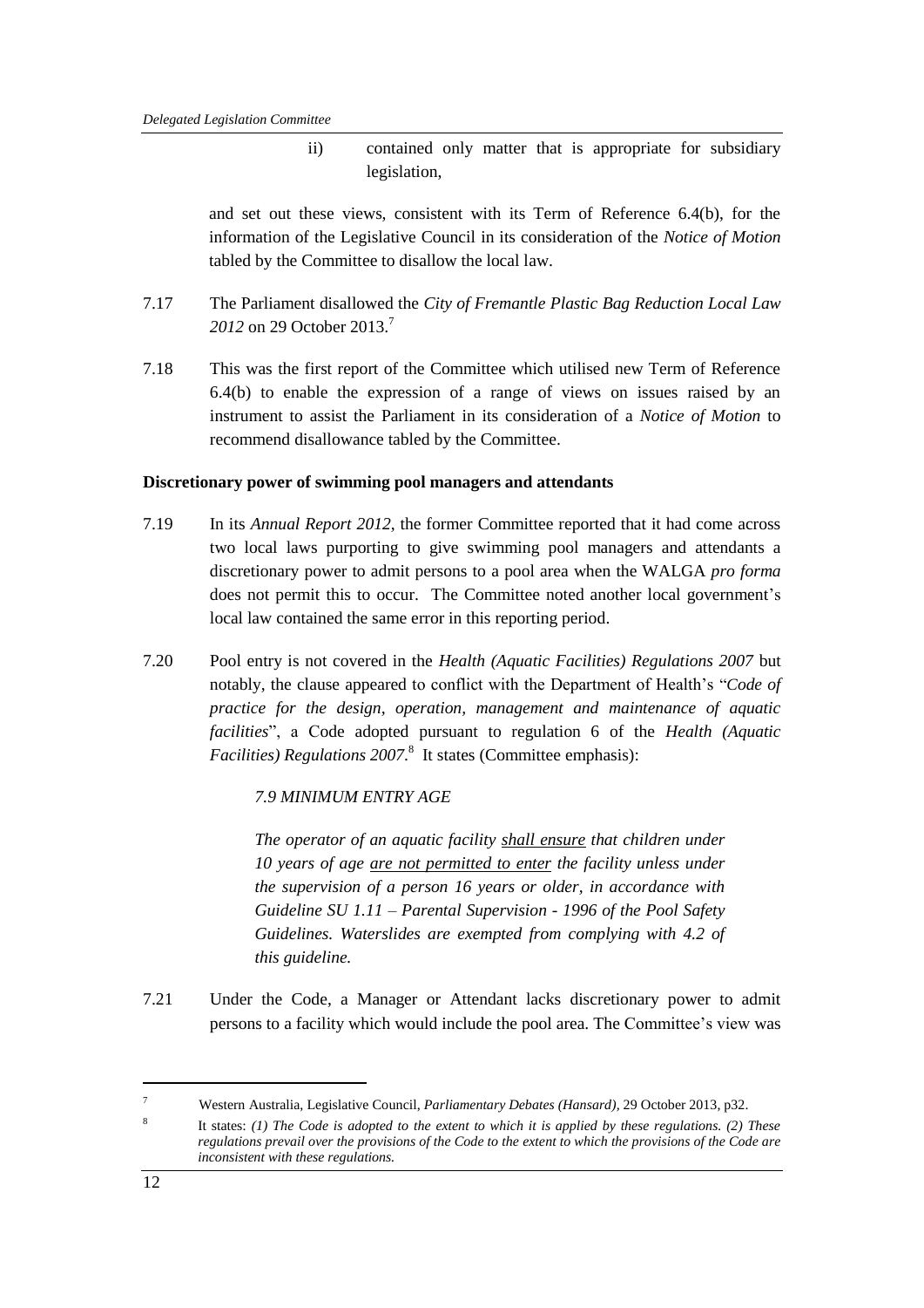ii) contained only matter that is appropriate for subsidiary legislation,

and set out these views, consistent with its Term of Reference 6.4(b), for the information of the Legislative Council in its consideration of the *Notice of Motion* tabled by the Committee to disallow the local law.

7.17 The Parliament disallowed the *City of Fremantle Plastic Bag Reduction Local Law 2012* on 29 October 2013.[7]

7.18 This was the first report of the Committee which utilised new Term of Reference 6.4(b) to enable the expression of a range of views on issues raised by an instrument to assist the Parliament in its consideration of a *Notice of Motion* to recommend disallowance tabled by the Committee.

**Discretionary power of swimming pool managers and attendants**

7.19 In its *Annual Report 2012*, the former Committee reported that it had come across two local laws purporting to give swimming pool managers and attendants a discretionary power to admit persons to a pool area when the WALGA *pro forma* does not permit this to occur. The Committee noted another local government's local law contained the same error in this reporting period.

7.20 Pool entry is not covered in the *Health (Aquatic Facilities) Regulations 2007* but notably, the clause appeared to conflict with the Department of Health's "*Code of practice for the design, operation, management and maintenance of aquatic facilities*", a Code adopted pursuant to regulation 6 of the *Health (Aquatic Facilities) Regulations 2007*.[8] It states (Committee emphasis):

> *7.9 MINIMUM ENTRY AGE*
>
> *The operator of an aquatic facility <u>shall ensure</u> that children under 10 years of age <u>are not permitted to enter</u> the facility unless under the supervision of a person 16 years or older, in accordance with Guideline SU 1.11 – Parental Supervision - 1996 of the Pool Safety Guidelines. Waterslides are exempted from complying with 4.2 of this guideline.*

7.21 Under the Code, a Manager or Attendant lacks discretionary power to admit persons to a facility which would include the pool area. The Committee's view was

---

[7] Western Australia, Legislative Council, *Parliamentary Debates (Hansard)*, 29 October 2013, p32.

[8] It states: *(1) The Code is adopted to the extent to which it is applied by these regulations. (2) These regulations prevail over the provisions of the Code to the extent to which the provisions of the Code are inconsistent with these regulations.*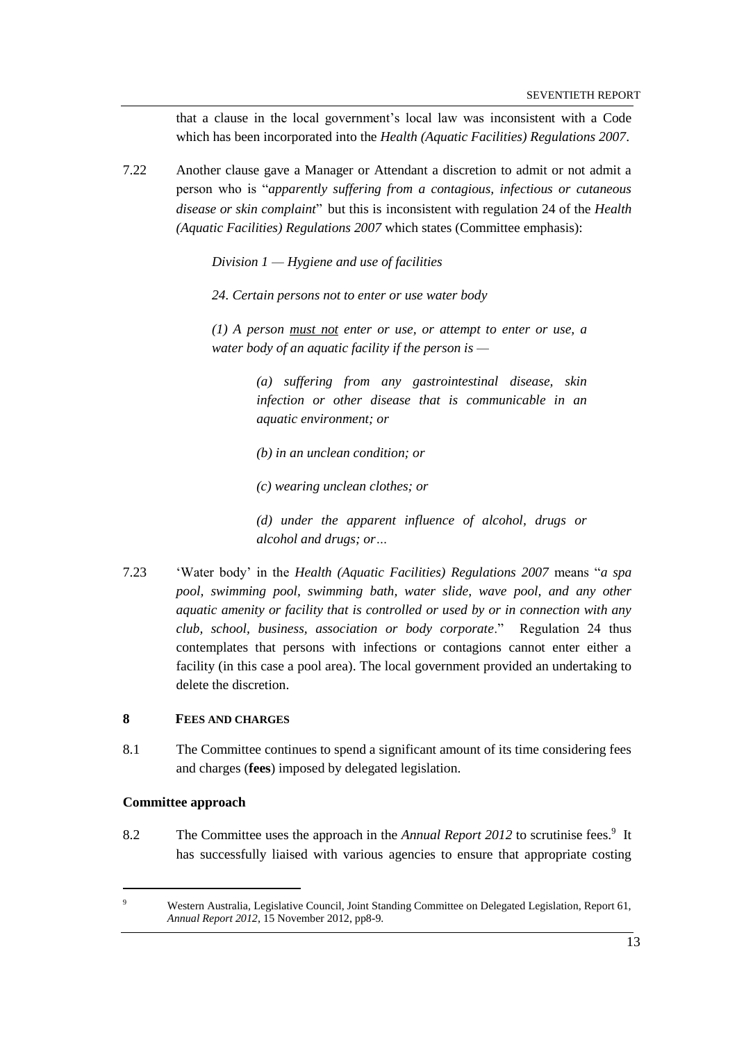that a clause in the local government's local law was inconsistent with a Code which has been incorporated into the *Health (Aquatic Facilities) Regulations 2007*.

7.22 Another clause gave a Manager or Attendant a discretion to admit or not admit a person who is "*apparently suffering from a contagious, infectious or cutaneous disease or skin complaint*" but this is inconsistent with regulation 24 of the *Health (Aquatic Facilities) Regulations 2007* which states (Committee emphasis):

> *Division 1 — Hygiene and use of facilities*
>
> *24. Certain persons not to enter or use water body*
>
> *(1) A person <u>must not</u> enter or use, or attempt to enter or use, a water body of an aquatic facility if the person is —*
>
> > *(a) suffering from any gastrointestinal disease, skin infection or other disease that is communicable in an aquatic environment; or*
> >
> > *(b) in an unclean condition; or*
> >
> > *(c) wearing unclean clothes; or*
> >
> > *(d) under the apparent influence of alcohol, drugs or alcohol and drugs; or…*

7.23 'Water body' in the *Health (Aquatic Facilities) Regulations 2007* means "*a spa pool, swimming pool, swimming bath, water slide, wave pool, and any other aquatic amenity or facility that is controlled or used by or in connection with any club, school, business, association or body corporate*." Regulation 24 thus contemplates that persons with infections or contagions cannot enter either a facility (in this case a pool area). The local government provided an undertaking to delete the discretion.

## 8 FEES AND CHARGES

8.1 The Committee continues to spend a significant amount of its time considering fees and charges (**fees**) imposed by delegated legislation.

### Committee approach

8.2 The Committee uses the approach in the *Annual Report 2012* to scrutinise fees.[9] It has successfully liaised with various agencies to ensure that appropriate costing

[9] Western Australia, Legislative Council, Joint Standing Committee on Delegated Legislation, Report 61, *Annual Report 2012*, 15 November 2012, pp8-9.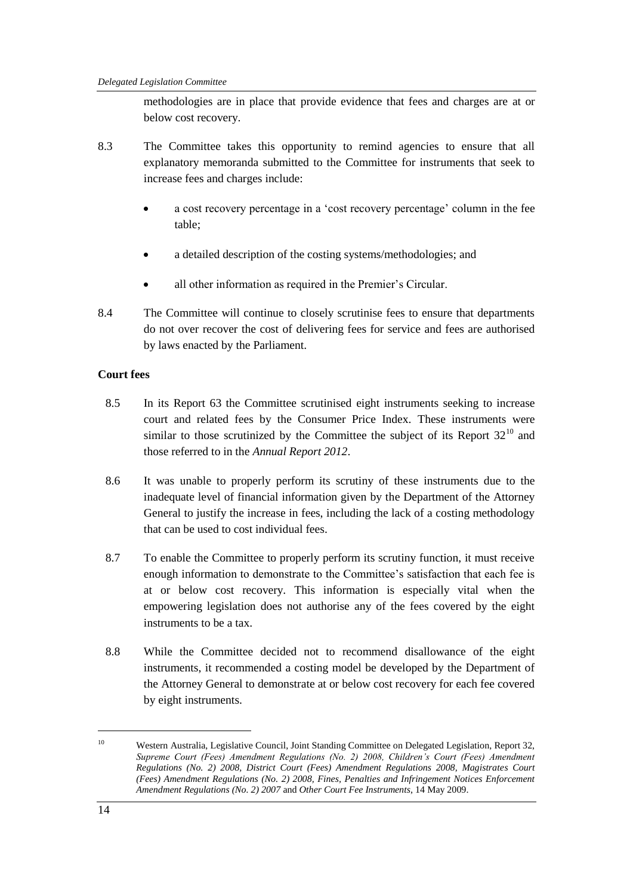methodologies are in place that provide evidence that fees and charges are at or below cost recovery.

8.3 The Committee takes this opportunity to remind agencies to ensure that all explanatory memoranda submitted to the Committee for instruments that seek to increase fees and charges include:

- a cost recovery percentage in a 'cost recovery percentage' column in the fee table;
- a detailed description of the costing systems/methodologies; and
- all other information as required in the Premier's Circular.

8.4 The Committee will continue to closely scrutinise fees to ensure that departments do not over recover the cost of delivering fees for service and fees are authorised by laws enacted by the Parliament.

**Court fees**

8.5 In its Report 63 the Committee scrutinised eight instruments seeking to increase court and related fees by the Consumer Price Index. These instruments were similar to those scrutinized by the Committee the subject of its Report 32[10] and those referred to in the *Annual Report 2012*.

8.6 It was unable to properly perform its scrutiny of these instruments due to the inadequate level of financial information given by the Department of the Attorney General to justify the increase in fees, including the lack of a costing methodology that can be used to cost individual fees.

8.7 To enable the Committee to properly perform its scrutiny function, it must receive enough information to demonstrate to the Committee's satisfaction that each fee is at or below cost recovery. This information is especially vital when the empowering legislation does not authorise any of the fees covered by the eight instruments to be a tax.

8.8 While the Committee decided not to recommend disallowance of the eight instruments, it recommended a costing model be developed by the Department of the Attorney General to demonstrate at or below cost recovery for each fee covered by eight instruments.

---

[10] Western Australia, Legislative Council, Joint Standing Committee on Delegated Legislation, Report 32, *Supreme Court (Fees) Amendment Regulations (No. 2) 2008, Children's Court (Fees) Amendment Regulations (No. 2) 2008, District Court (Fees) Amendment Regulations 2008, Magistrates Court (Fees) Amendment Regulations (No. 2) 2008, Fines, Penalties and Infringement Notices Enforcement Amendment Regulations (No. 2) 2007* and *Other Court Fee Instruments*, 14 May 2009.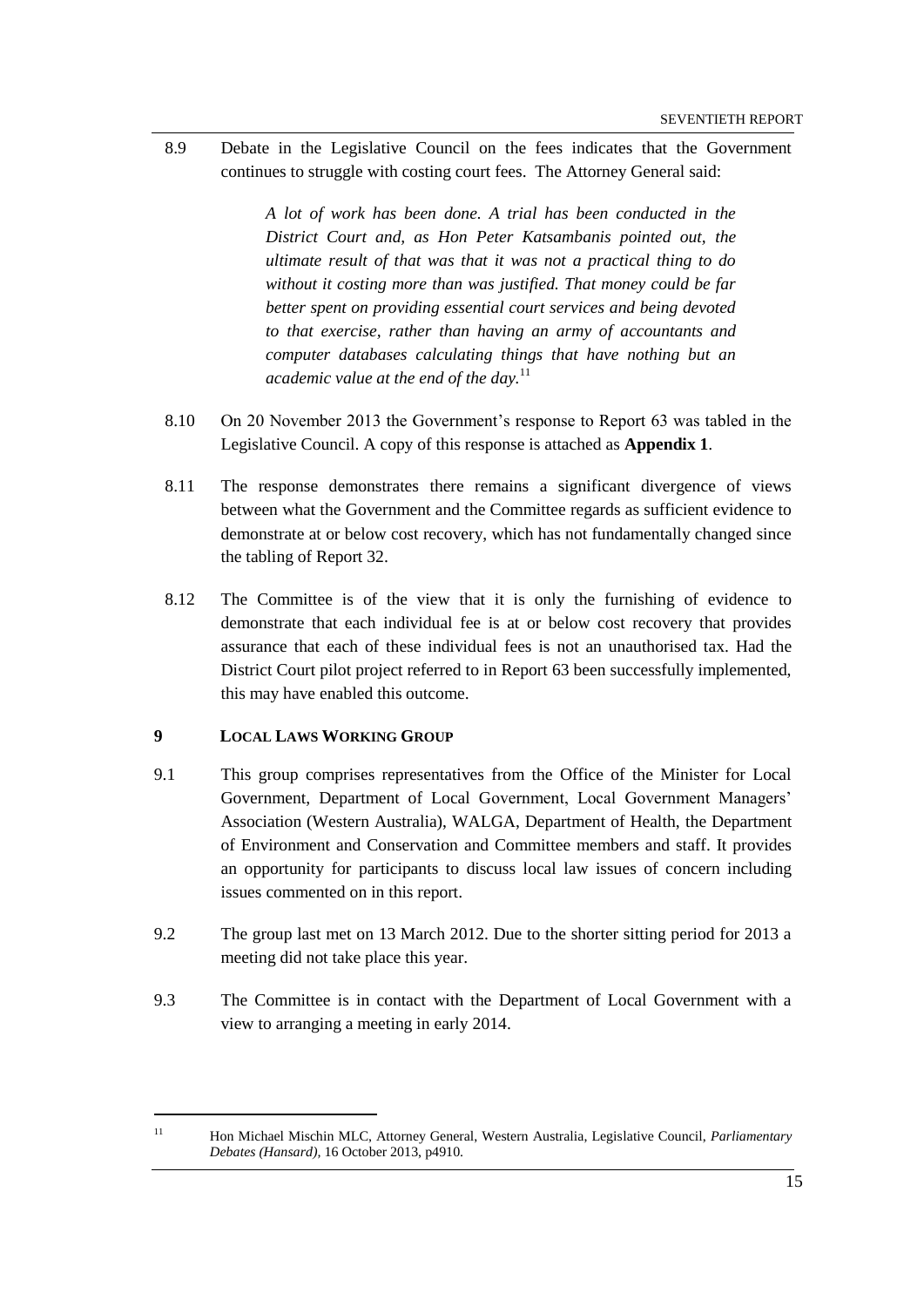8.9 Debate in the Legislative Council on the fees indicates that the Government continues to struggle with costing court fees. The Attorney General said:

> *A lot of work has been done. A trial has been conducted in the District Court and, as Hon Peter Katsambanis pointed out, the ultimate result of that was that it was not a practical thing to do without it costing more than was justified. That money could be far better spent on providing essential court services and being devoted to that exercise, rather than having an army of accountants and computer databases calculating things that have nothing but an academic value at the end of the day.*[11]

8.10 On 20 November 2013 the Government's response to Report 63 was tabled in the Legislative Council. A copy of this response is attached as **Appendix 1**.

8.11 The response demonstrates there remains a significant divergence of views between what the Government and the Committee regards as sufficient evidence to demonstrate at or below cost recovery, which has not fundamentally changed since the tabling of Report 32.

8.12 The Committee is of the view that it is only the furnishing of evidence to demonstrate that each individual fee is at or below cost recovery that provides assurance that each of these individual fees is not an unauthorised tax. Had the District Court pilot project referred to in Report 63 been successfully implemented, this may have enabled this outcome.

## 9 LOCAL LAWS WORKING GROUP

9.1 This group comprises representatives from the Office of the Minister for Local Government, Department of Local Government, Local Government Managers' Association (Western Australia), WALGA, Department of Health, the Department of Environment and Conservation and Committee members and staff. It provides an opportunity for participants to discuss local law issues of concern including issues commented on in this report.

9.2 The group last met on 13 March 2012. Due to the shorter sitting period for 2013 a meeting did not take place this year.

9.3 The Committee is in contact with the Department of Local Government with a view to arranging a meeting in early 2014.

---

[11] Hon Michael Mischin MLC, Attorney General, Western Australia, Legislative Council, *Parliamentary Debates (Hansard)*, 16 October 2013, p4910.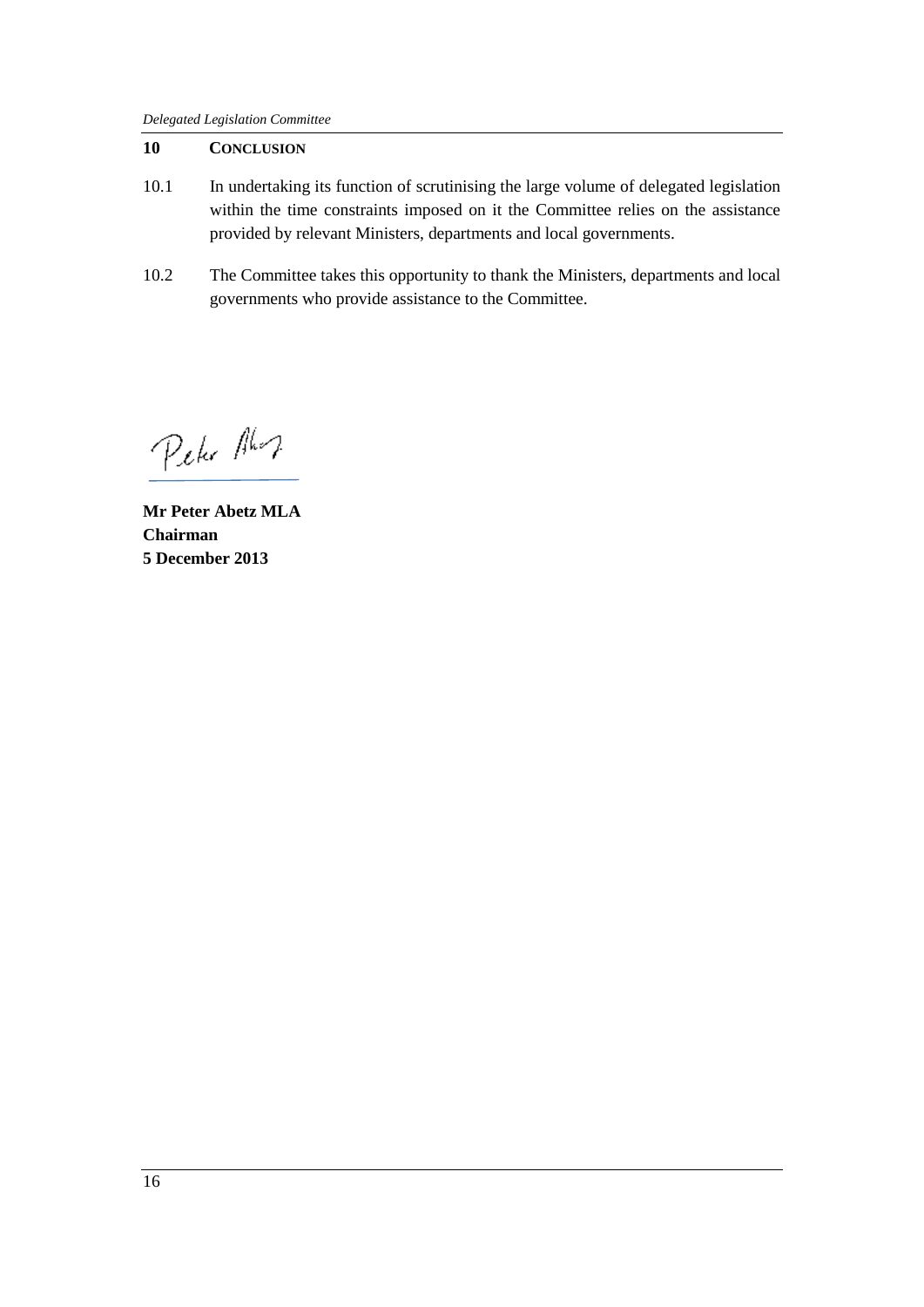## 10 CONCLUSION

10.1 In undertaking its function of scrutinising the large volume of delegated legislation within the time constraints imposed on it the Committee relies on the assistance provided by relevant Ministers, departments and local governments.

10.2 The Committee takes this opportunity to thank the Ministers, departments and local governments who provide assistance to the Committee.

**Mr Peter Abetz MLA**
**Chairman**
**5 December 2013**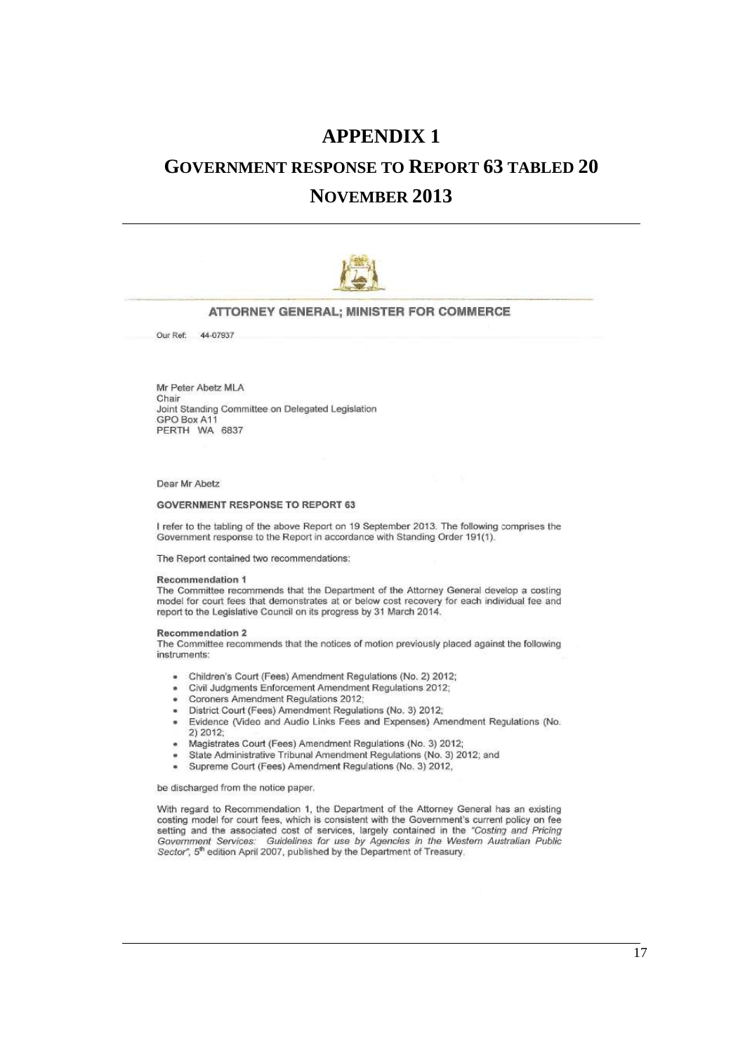# APPENDIX 1

# GOVERNMENT RESPONSE TO REPORT 63 TABLED 20 NOVEMBER 2013

---

**ATTORNEY GENERAL; MINISTER FOR COMMERCE**

Our Ref: 44-07937

Mr Peter Abetz MLA
Chair
Joint Standing Committee on Delegated Legislation
GPO Box A11
PERTH WA 6837

Dear Mr Abetz

**GOVERNMENT RESPONSE TO REPORT 63**

I refer to the tabling of the above Report on 19 September 2013. The following comprises the Government response to the Report in accordance with Standing Order 191(1).

The Report contained two recommendations:

**Recommendation 1**
The Committee recommends that the Department of the Attorney General develop a costing model for court fees that demonstrates at or below cost recovery for each individual fee and report to the Legislative Council on its progress by 31 March 2014.

**Recommendation 2**
The Committee recommends that the notices of motion previously placed against the following instruments:

- Children's Court (Fees) Amendment Regulations (No. 2) 2012;
- Civil Judgments Enforcement Amendment Regulations 2012;
- Coroners Amendment Regulations 2012;
- District Court (Fees) Amendment Regulations (No. 3) 2012;
- Evidence (Video and Audio Links Fees and Expenses) Amendment Regulations (No. 2) 2012;
- Magistrates Court (Fees) Amendment Regulations (No. 3) 2012;
- State Administrative Tribunal Amendment Regulations (No. 3) 2012; and
- Supreme Court (Fees) Amendment Regulations (No. 3) 2012,

be discharged from the notice paper.

With regard to Recommendation 1, the Department of the Attorney General has an existing costing model for court fees, which is consistent with the Government's current policy on fee setting and the associated cost of services, largely contained in the *"Costing and Pricing Government Services: Guidelines for use by Agencies in the Western Australian Public Sector"*, 5th edition April 2007, published by the Department of Treasury.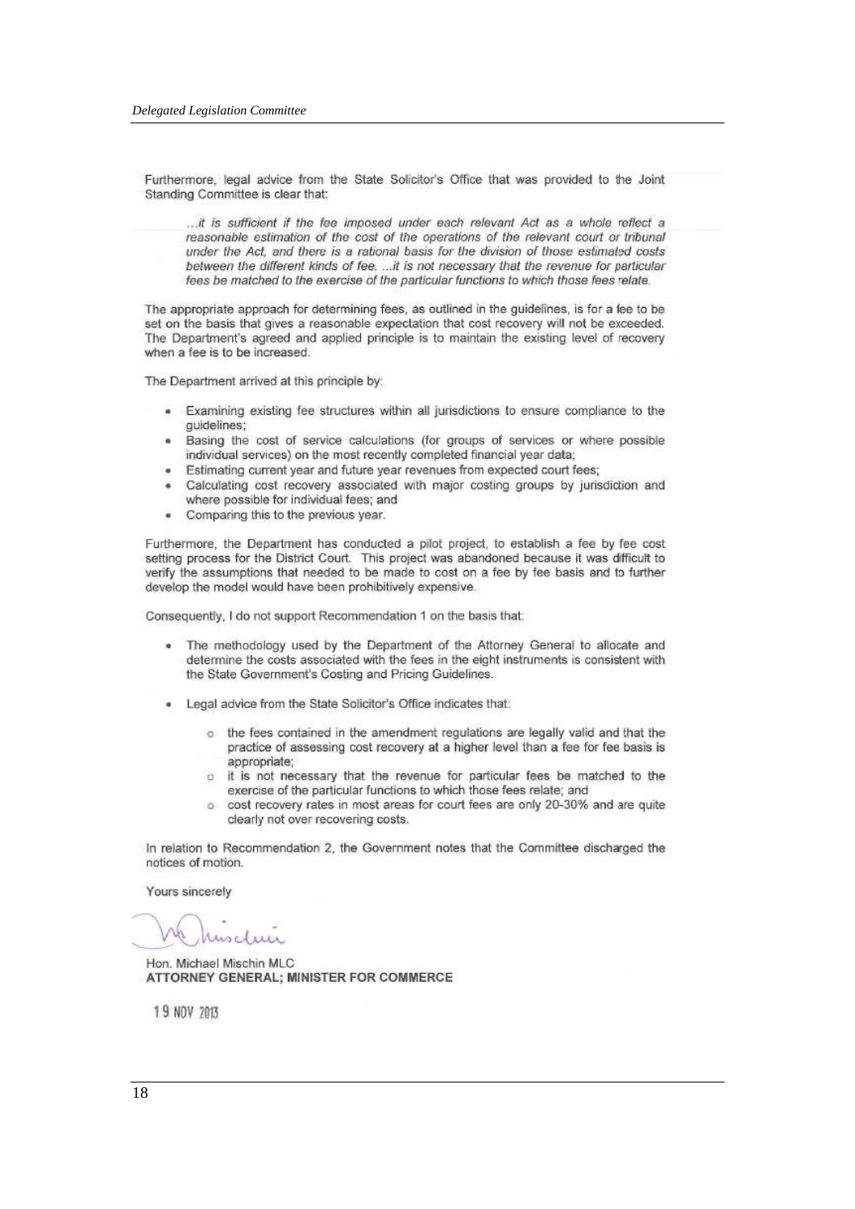Furthermore, legal advice from the State Solicitor's Office that was provided to the Joint Standing Committee is clear that:

> *...it is sufficient if the fee imposed under each relevant Act as a whole reflect a reasonable estimation of the cost of the operations of the relevant court or tribunal under the Act, and there is a rational basis for the division of those estimated costs between the different kinds of fee. ...it is not necessary that the revenue for particular fees be matched to the exercise of the particular functions to which those fees relate.*

The appropriate approach for determining fees, as outlined in the guidelines, is for a fee to be set on the basis that gives a reasonable expectation that cost recovery will not be exceeded. The Department's agreed and applied principle is to maintain the existing level of recovery when a fee is to be increased.

The Department arrived at this principle by:

- Examining existing fee structures within all jurisdictions to ensure compliance to the guidelines;
- Basing the cost of service calculations (for groups of services or where possible individual services) on the most recently completed financial year data;
- Estimating current year and future year revenues from expected court fees;
- Calculating cost recovery associated with major costing groups by jurisdiction and where possible for individual fees; and
- Comparing this to the previous year.

Furthermore, the Department has conducted a pilot project, to establish a fee by fee cost setting process for the District Court. This project was abandoned because it was difficult to verify the assumptions that needed to be made to cost on a fee by fee basis and to further develop the model would have been prohibitively expensive.

Consequently, I do not support Recommendation 1 on the basis that:

- The methodology used by the Department of the Attorney General to allocate and determine the costs associated with the fees in the eight instruments is consistent with the State Government's Costing and Pricing Guidelines.
- Legal advice from the State Solicitor's Office indicates that:
    - the fees contained in the amendment regulations are legally valid and that the practice of assessing cost recovery at a higher level than a fee for fee basis is appropriate;
    - it is not necessary that the revenue for particular fees be matched to the exercise of the particular functions to which those fees relate; and
    - cost recovery rates in most areas for court fees are only 20-30% and are quite clearly not over recovering costs.

In relation to Recommendation 2, the Government notes that the Committee discharged the notices of motion.

Yours sincerely

Hon. Michael Mischin MLC
**ATTORNEY GENERAL; MINISTER FOR COMMERCE**

19 NOV 2013